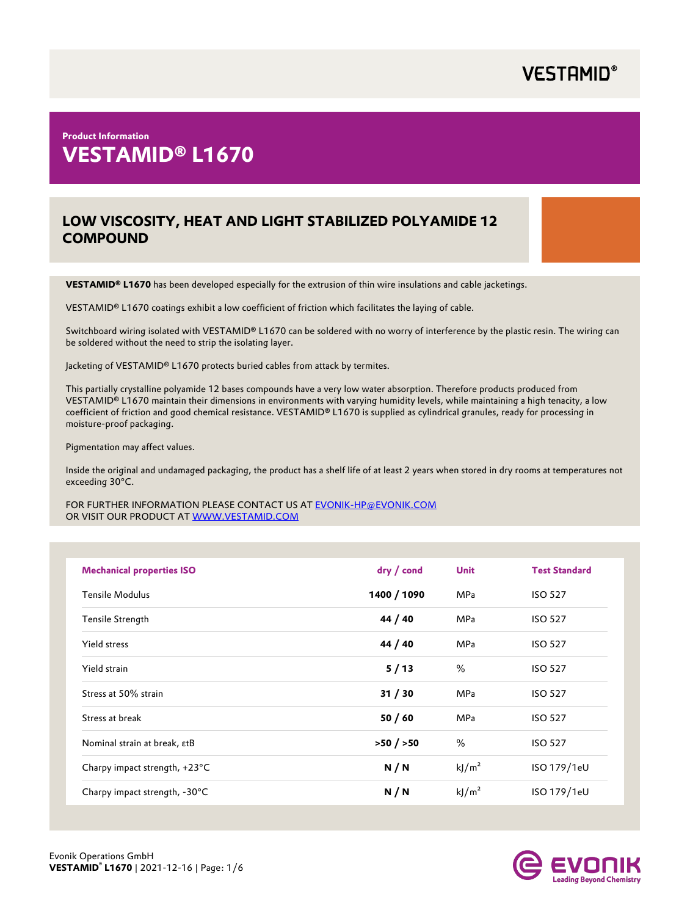VESTAMID®

**Product Information**

# VESTAMID® L1670

## LOW VISCOSITY, HEAT AND LIGHT STABILIZED POLYAMIDE 12 COMPOUND

**VESTAMID® L1670** has been developed especially for the extrusion of thin wire insulations and cable jacketings.

VESTAMID® L1670 coatings exhibit a low coefficient of friction which facilitates the laying of cable.

Switchboard wiring isolated with VESTAMID® L1670 can be soldered with no worry of interference by the plastic resin. The wiring can be soldered without the need to strip the isolating layer.

Jacketing of VESTAMID® L1670 protects buried cables from attack by termites.

This partially crystalline polyamide 12 bases compounds have a very low water absorption. Therefore products produced from VESTAMID® L1670 maintain their dimensions in environments with varying humidity levels, while maintaining a high tenacity, a low coefficient of friction and good chemical resistance. VESTAMID® L1670 is supplied as cylindrical granules, ready for processing in moisture-proof packaging.

Pigmentation may affect values.

Inside the original and undamaged packaging, the product has a shelf life of at least 2 years when stored in dry rooms at temperatures not exceeding 30°C.

FOR FURTHER INFORMATION PLEASE CONTACT US AT EVONIK-HP@EVONIK.COM
OR VISIT OUR PRODUCT AT WWW.VESTAMID.COM

| Mechanical properties ISO | dry / cond | Unit | Test Standard |
|---|---|---|---|
| Tensile Modulus | **1400 / 1090** | MPa | ISO 527 |
| Tensile Strength | **44 / 40** | MPa | ISO 527 |
| Yield stress | **44 / 40** | MPa | ISO 527 |
| Yield strain | **5 / 13** | % | ISO 527 |
| Stress at 50% strain | **31 / 30** | MPa | ISO 527 |
| Stress at break | **50 / 60** | MPa | ISO 527 |
| Nominal strain at break, $\varepsilon_B$ | **>50 / >50** | % | ISO 527 |
| Charpy impact strength, +23°C | **N / N** | $kJ/m^2$ | ISO 179/1eU |
| Charpy impact strength, -30°C | **N / N** | $kJ/m^2$ | ISO 179/1eU |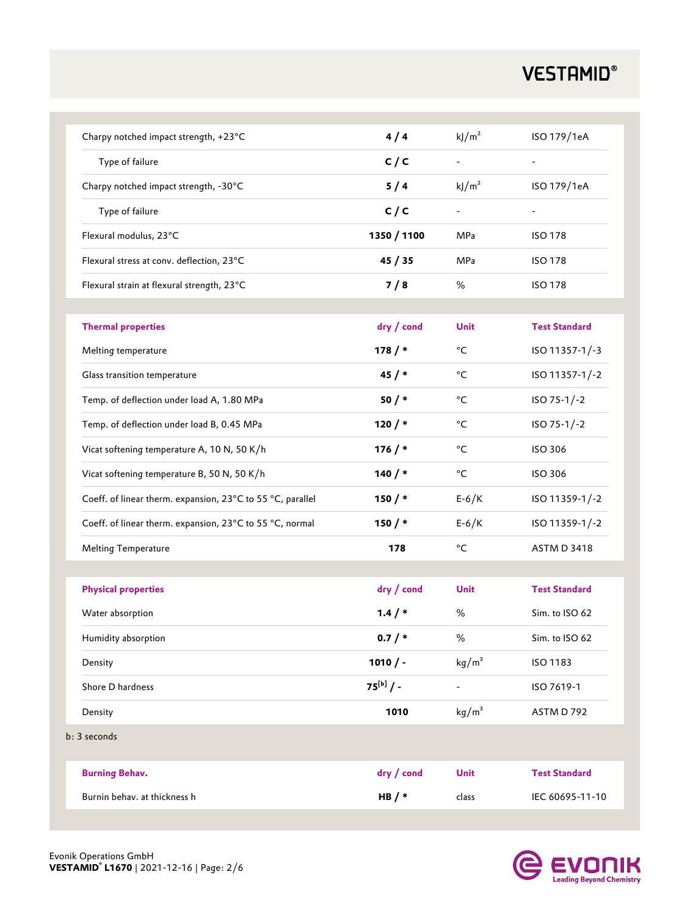| | | | |
|---|---|---|---|
| Charpy notched impact strength, +23°C | **4 / 4** | kJ/m² | ISO 179/1eA |
| Type of failure | **C / C** | - | - |
| Charpy notched impact strength, -30°C | **5 / 4** | kJ/m² | ISO 179/1eA |
| Type of failure | **C / C** | - | - |
| Flexural modulus, 23°C | **1350 / 1100** | MPa | ISO 178 |
| Flexural stress at conv. deflection, 23°C | **45 / 35** | MPa | ISO 178 |
| Flexural strain at flexural strength, 23°C | **7 / 8** | % | ISO 178 |

| **Thermal properties** | **dry / cond** | **Unit** | **Test Standard** |
|---|---|---|---|
| Melting temperature | **178 / *** | °C | ISO 11357-1/-3 |
| Glass transition temperature | **45 / *** | °C | ISO 11357-1/-2 |
| Temp. of deflection under load A, 1.80 MPa | **50 / *** | °C | ISO 75-1/-2 |
| Temp. of deflection under load B, 0.45 MPa | **120 / *** | °C | ISO 75-1/-2 |
| Vicat softening temperature A, 10 N, 50 K/h | **176 / *** | °C | ISO 306 |
| Vicat softening temperature B, 50 N, 50 K/h | **140 / *** | °C | ISO 306 |
| Coeff. of linear therm. expansion, 23°C to 55 °C, parallel | **150 / *** | E-6/K | ISO 11359-1/-2 |
| Coeff. of linear therm. expansion, 23°C to 55 °C, normal | **150 / *** | E-6/K | ISO 11359-1/-2 |
| Melting Temperature | **178** | °C | ASTM D 3418 |

| **Physical properties** | **dry / cond** | **Unit** | **Test Standard** |
|---|---|---|---|
| Water absorption | **1.4 / *** | % | Sim. to ISO 62 |
| Humidity absorption | **0.7 / *** | % | Sim. to ISO 62 |
| Density | **1010 / -** | kg/m³ | ISO 1183 |
| Shore D hardness | **75[b] / -** | - | ISO 7619-1 |
| Density | **1010** | kg/m³ | ASTM D 792 |

b: 3 seconds

| **Burning Behav.** | **dry / cond** | **Unit** | **Test Standard** |
|---|---|---|---|
| Burnin behav. at thickness h | **HB / *** | class | IEC 60695-11-10 |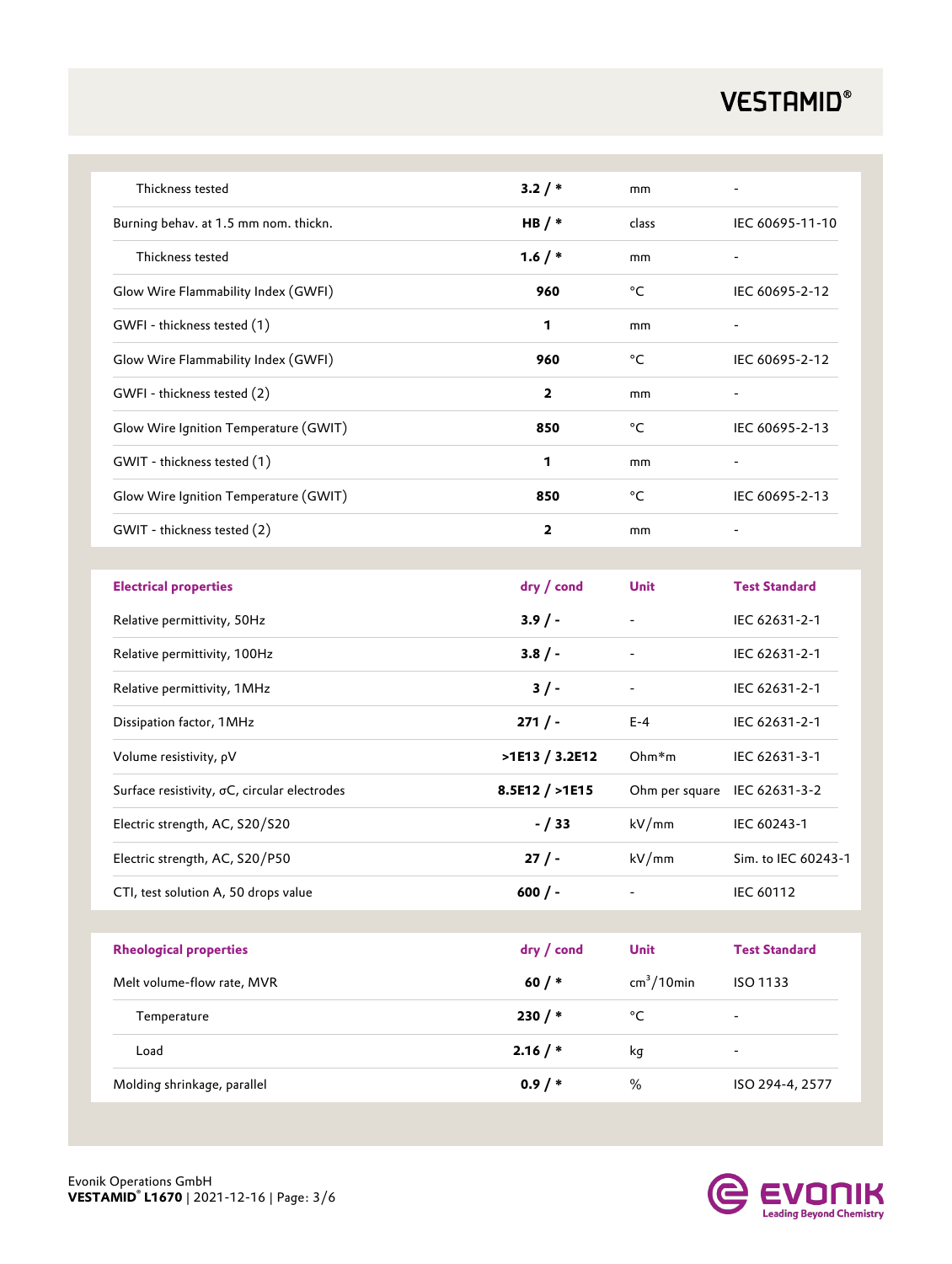| | | | |
|---|---|---|---|
| Thickness tested | **3.2 / *** | mm | - |
| Burning behav. at 1.5 mm nom. thickn. | **HB / *** | class | IEC 60695-11-10 |
| Thickness tested | **1.6 / *** | mm | - |
| Glow Wire Flammability Index (GWFI) | **960** | °C | IEC 60695-2-12 |
| GWFI - thickness tested (1) | **1** | mm | - |
| Glow Wire Flammability Index (GWFI) | **960** | °C | IEC 60695-2-12 |
| GWFI - thickness tested (2) | **2** | mm | - |
| Glow Wire Ignition Temperature (GWIT) | **850** | °C | IEC 60695-2-13 |
| GWIT - thickness tested (1) | **1** | mm | - |
| Glow Wire Ignition Temperature (GWIT) | **850** | °C | IEC 60695-2-13 |
| GWIT - thickness tested (2) | **2** | mm | - |

| **Electrical properties** | **dry / cond** | **Unit** | **Test Standard** |
|---|---|---|---|
| Relative permittivity, 50Hz | **3.9 / -** | - | IEC 62631-2-1 |
| Relative permittivity, 100Hz | **3.8 / -** | - | IEC 62631-2-1 |
| Relative permittivity, 1MHz | **3 / -** | - | IEC 62631-2-1 |
| Dissipation factor, 1MHz | **271 / -** | E-4 | IEC 62631-2-1 |
| Volume resistivity, ρV | **>1E13 / 3.2E12** | Ohm*m | IEC 62631-3-1 |
| Surface resistivity, σC, circular electrodes | **8.5E12 / >1E15** | Ohm per square | IEC 62631-3-2 |
| Electric strength, AC, S20/S20 | **- / 33** | kV/mm | IEC 60243-1 |
| Electric strength, AC, S20/P50 | **27 / -** | kV/mm | Sim. to IEC 60243-1 |
| CTI, test solution A, 50 drops value | **600 / -** | - | IEC 60112 |

| **Rheological properties** | **dry / cond** | **Unit** | **Test Standard** |
|---|---|---|---|
| Melt volume-flow rate, MVR | **60 / *** | $cm^3/10min$ | ISO 1133 |
| Temperature | **230 / *** | °C | - |
| Load | **2.16 / *** | kg | - |
| Molding shrinkage, parallel | **0.9 / *** | % | ISO 294-4, 2577 |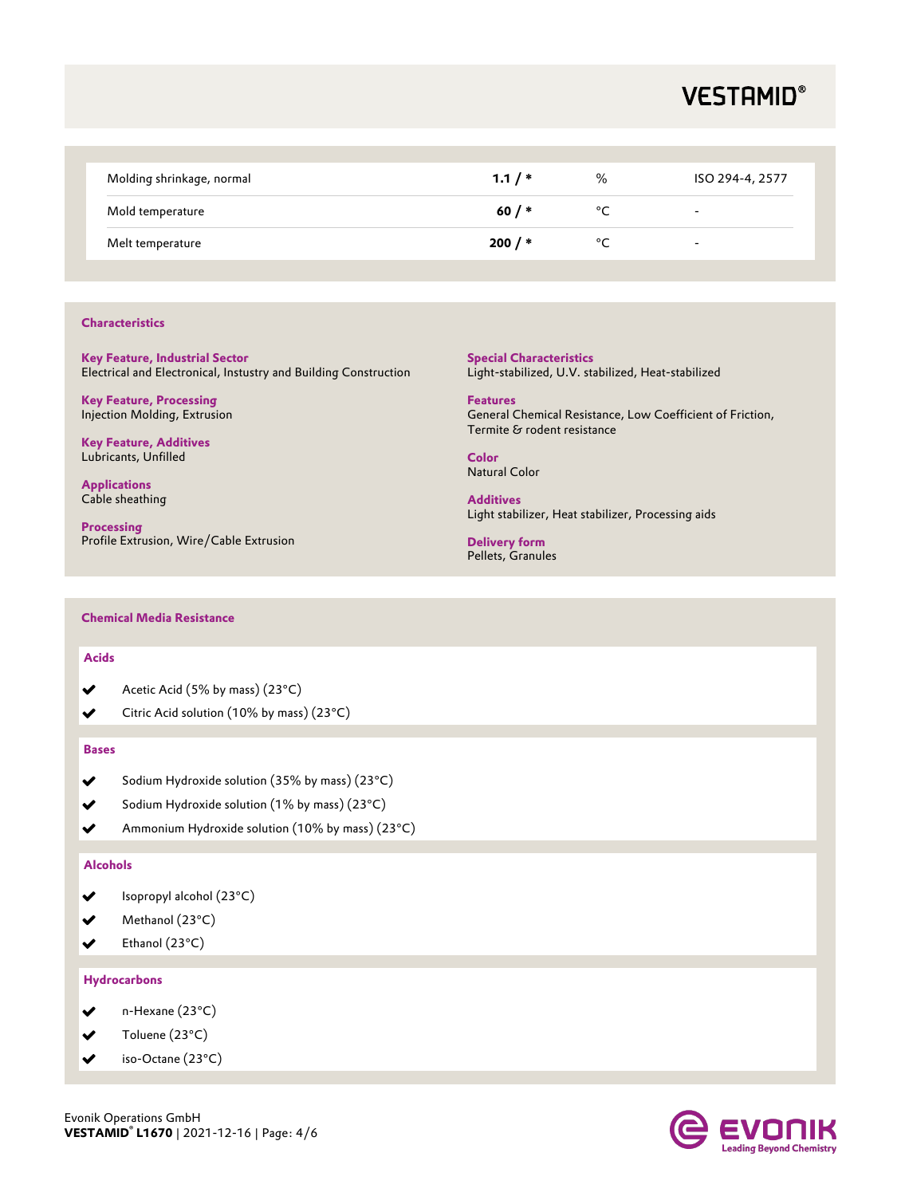| Molding shrinkage, normal | **1.1 / *** | % | ISO 294-4, 2577 |
| --- | --- | --- | --- |
| Mold temperature | **60 / *** | °C | - |
| Melt temperature | **200 / *** | °C | - |

## Characteristics

**Key Feature, Industrial Sector**
Electrical and Electronical, Instustry and Building Construction

**Key Feature, Processing**
Injection Molding, Extrusion

**Key Feature, Additives**
Lubricants, Unfilled

**Applications**
Cable sheathing

**Processing**
Profile Extrusion, Wire/Cable Extrusion

**Special Characteristics**
Light-stabilized, U.V. stabilized, Heat-stabilized

**Features**
General Chemical Resistance, Low Coefficient of Friction, Termite & rodent resistance

**Color**
Natural Color

**Additives**
Light stabilizer, Heat stabilizer, Processing aids

**Delivery form**
Pellets, Granules

## Chemical Media Resistance

### Acids

- ✔ Acetic Acid (5% by mass) (23°C)
- ✔ Citric Acid solution (10% by mass) (23°C)

### Bases

- ✔ Sodium Hydroxide solution (35% by mass) (23°C)
- ✔ Sodium Hydroxide solution (1% by mass) (23°C)
- ✔ Ammonium Hydroxide solution (10% by mass) (23°C)

### Alcohols

- ✔ Isopropyl alcohol (23°C)
- ✔ Methanol (23°C)
- ✔ Ethanol (23°C)

### Hydrocarbons

- ✔ n-Hexane (23°C)
- ✔ Toluene (23°C)
- ✔ iso-Octane (23°C)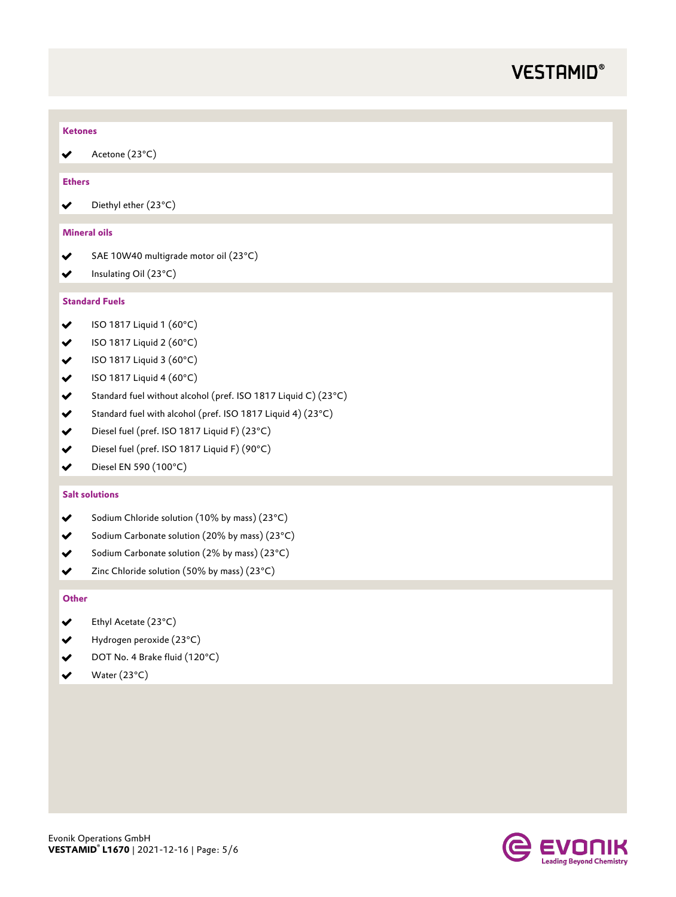### Ketones

- ✔ Acetone (23°C)

### Ethers

- ✔ Diethyl ether (23°C)

### Mineral oils

- ✔ SAE 10W40 multigrade motor oil (23°C)
- ✔ Insulating Oil (23°C)

### Standard Fuels

- ✔ ISO 1817 Liquid 1 (60°C)
- ✔ ISO 1817 Liquid 2 (60°C)
- ✔ ISO 1817 Liquid 3 (60°C)
- ✔ ISO 1817 Liquid 4 (60°C)
- ✔ Standard fuel without alcohol (pref. ISO 1817 Liquid C) (23°C)
- ✔ Standard fuel with alcohol (pref. ISO 1817 Liquid 4) (23°C)
- ✔ Diesel fuel (pref. ISO 1817 Liquid F) (23°C)
- ✔ Diesel fuel (pref. ISO 1817 Liquid F) (90°C)
- ✔ Diesel EN 590 (100°C)

### Salt solutions

- ✔ Sodium Chloride solution (10% by mass) (23°C)
- ✔ Sodium Carbonate solution (20% by mass) (23°C)
- ✔ Sodium Carbonate solution (2% by mass) (23°C)
- ✔ Zinc Chloride solution (50% by mass) (23°C)

### Other

- ✔ Ethyl Acetate (23°C)
- ✔ Hydrogen peroxide (23°C)
- ✔ DOT No. 4 Brake fluid (120°C)
- ✔ Water (23°C)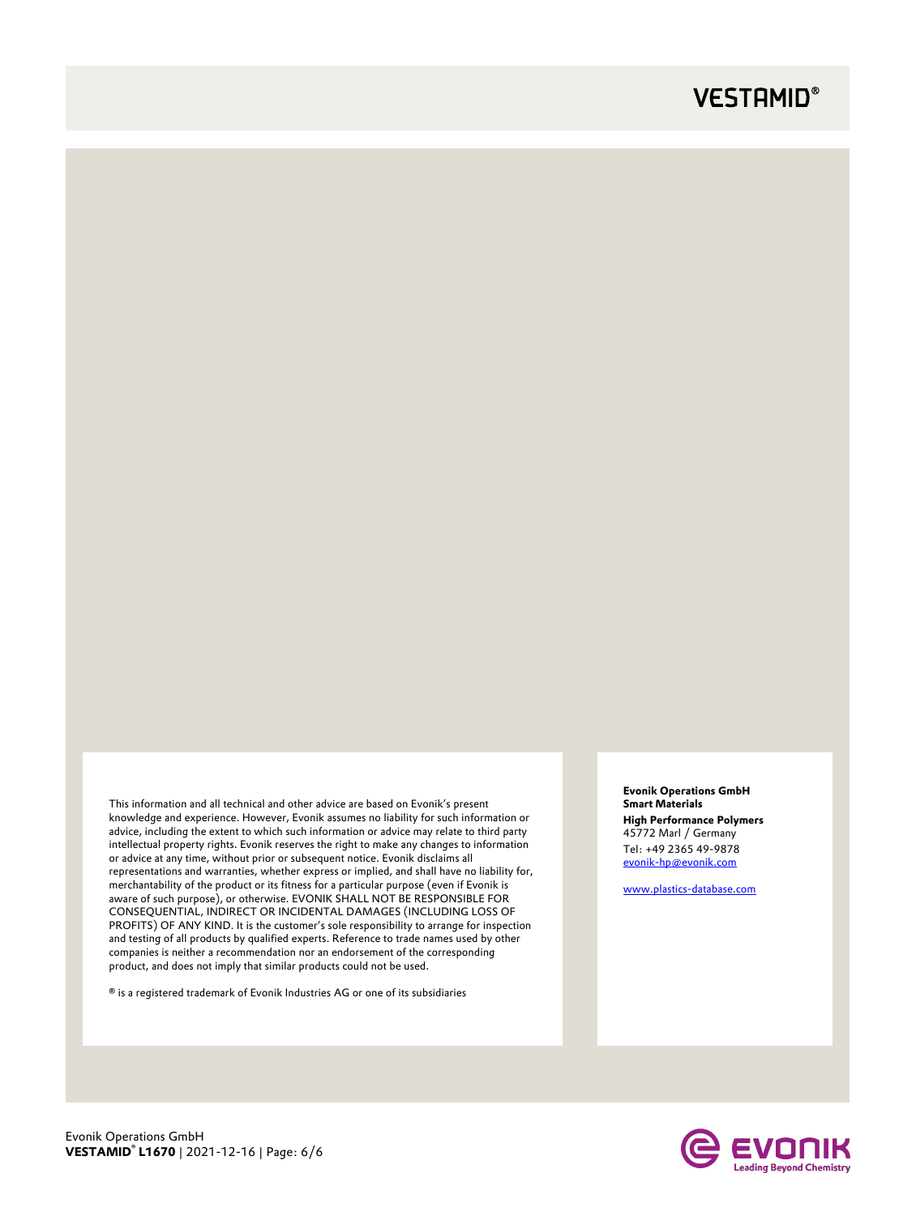This information and all technical and other advice are based on Evonik's present knowledge and experience. However, Evonik assumes no liability for such information or advice, including the extent to which such information or advice may relate to third party intellectual property rights. Evonik reserves the right to make any changes to information or advice at any time, without prior or subsequent notice. Evonik disclaims all representations and warranties, whether express or implied, and shall have no liability for, merchantability of the product or its fitness for a particular purpose (even if Evonik is aware of such purpose), or otherwise. EVONIK SHALL NOT BE RESPONSIBLE FOR CONSEQUENTIAL, INDIRECT OR INCIDENTAL DAMAGES (INCLUDING LOSS OF PROFITS) OF ANY KIND. It is the customer's sole responsibility to arrange for inspection and testing of all products by qualified experts. Reference to trade names used by other companies is neither a recommendation nor an endorsement of the corresponding product, and does not imply that similar products could not be used.

® is a registered trademark of Evonik Industries AG or one of its subsidiaries

**Evonik Operations GmbH**
**Smart Materials**

**High Performance Polymers**
45772 Marl / Germany
Tel: +49 2365 49-9878
evonik-hp@evonik.com

www.plastics-database.com